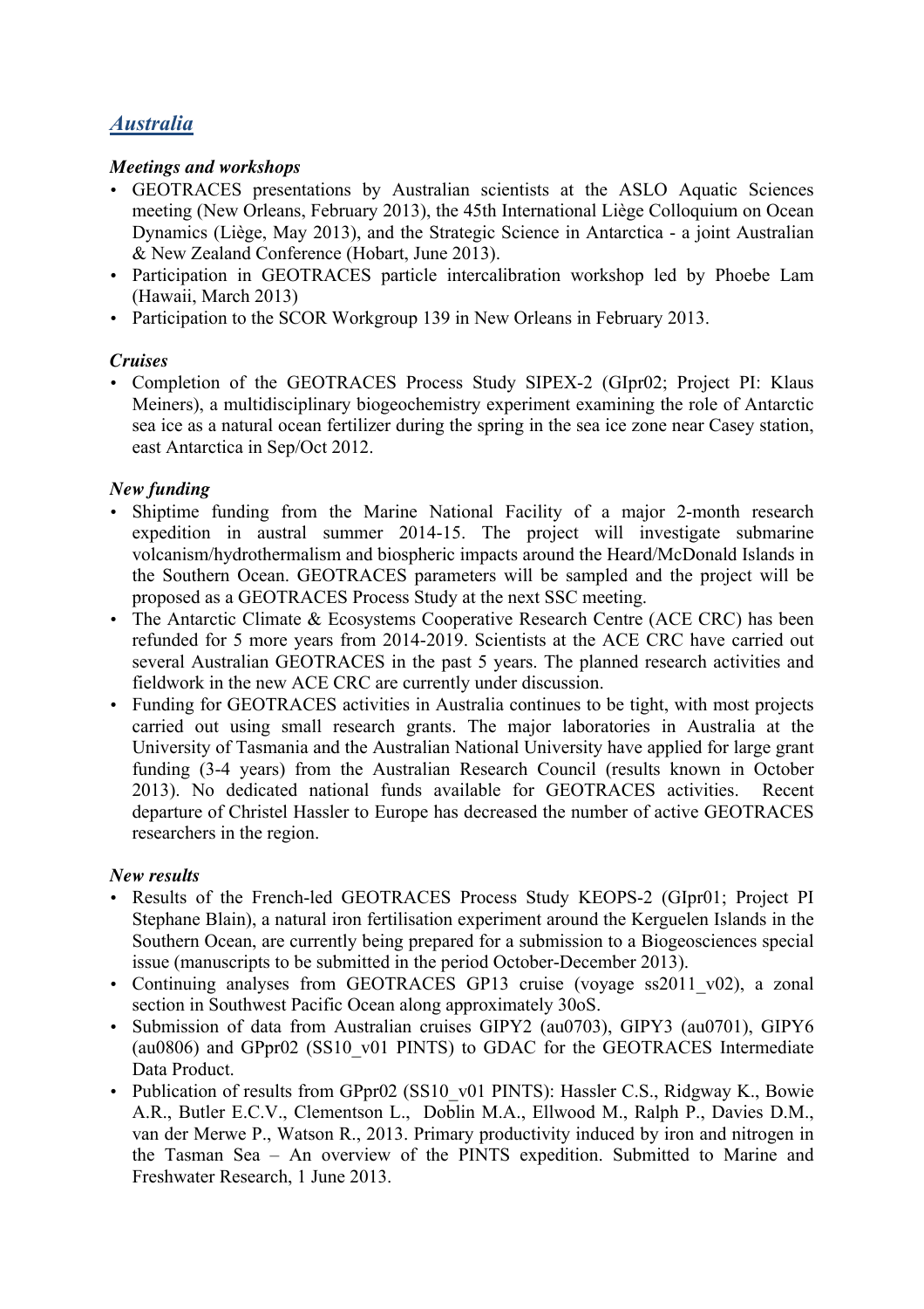## *Australia*

### *Meetings and workshops*

- GEOTRACES presentations by Australian scientists at the ASLO Aquatic Sciences meeting (New Orleans, February 2013), the 45th International Liège Colloquium on Ocean Dynamics (Liège, May 2013), and the Strategic Science in Antarctica - a joint Australian & New Zealand Conference (Hobart, June 2013).
- Participation in GEOTRACES particle intercalibration workshop led by Phoebe Lam (Hawaii, March 2013)
- Participation to the SCOR Workgroup 139 in New Orleans in February 2013.

### *Cruises*

- Completion of the GEOTRACES Process Study SIPEX-2 (GIpr02; Project PI: Klaus Meiners), a multidisciplinary biogeochemistry experiment examining the role of Antarctic sea ice as a natural ocean fertilizer during the spring in the sea ice zone near Casey station, east Antarctica in Sep/Oct 2012.

### *New funding*

- Shiptime funding from the Marine National Facility of a major 2-month research expedition in austral summer 2014-15. The project will investigate submarine volcanism/hydrothermalism and biospheric impacts around the Heard/McDonald Islands in the Southern Ocean. GEOTRACES parameters will be sampled and the project will be proposed as a GEOTRACES Process Study at the next SSC meeting.
- The Antarctic Climate & Ecosystems Cooperative Research Centre (ACE CRC) has been refunded for 5 more years from 2014-2019. Scientists at the ACE CRC have carried out several Australian GEOTRACES in the past 5 years. The planned research activities and fieldwork in the new ACE CRC are currently under discussion.
- Funding for GEOTRACES activities in Australia continues to be tight, with most projects carried out using small research grants. The major laboratories in Australia at the University of Tasmania and the Australian National University have applied for large grant funding (3-4 years) from the Australian Research Council (results known in October 2013). No dedicated national funds available for GEOTRACES activities. Recent departure of Christel Hassler to Europe has decreased the number of active GEOTRACES researchers in the region.

### *New results*

- Results of the French-led GEOTRACES Process Study KEOPS-2 (GIpr01; Project PI Stephane Blain), a natural iron fertilisation experiment around the Kerguelen Islands in the Southern Ocean, are currently being prepared for a submission to a Biogeosciences special issue (manuscripts to be submitted in the period October-December 2013).
- Continuing analyses from GEOTRACES GP13 cruise (voyage ss2011_v02), a zonal section in Southwest Pacific Ocean along approximately 30oS.
- Submission of data from Australian cruises GIPY2 (au0703), GIPY3 (au0701), GIPY6 (au0806) and GPpr02 (SS10_v01 PINTS) to GDAC for the GEOTRACES Intermediate Data Product.
- Publication of results from GPpr02 (SS10_v01 PINTS): Hassler C.S., Ridgway K., Bowie A.R., Butler E.C.V., Clementson L., Doblin M.A., Ellwood M., Ralph P., Davies D.M., van der Merwe P., Watson R., 2013. Primary productivity induced by iron and nitrogen in the Tasman Sea – An overview of the PINTS expedition. Submitted to Marine and Freshwater Research, 1 June 2013.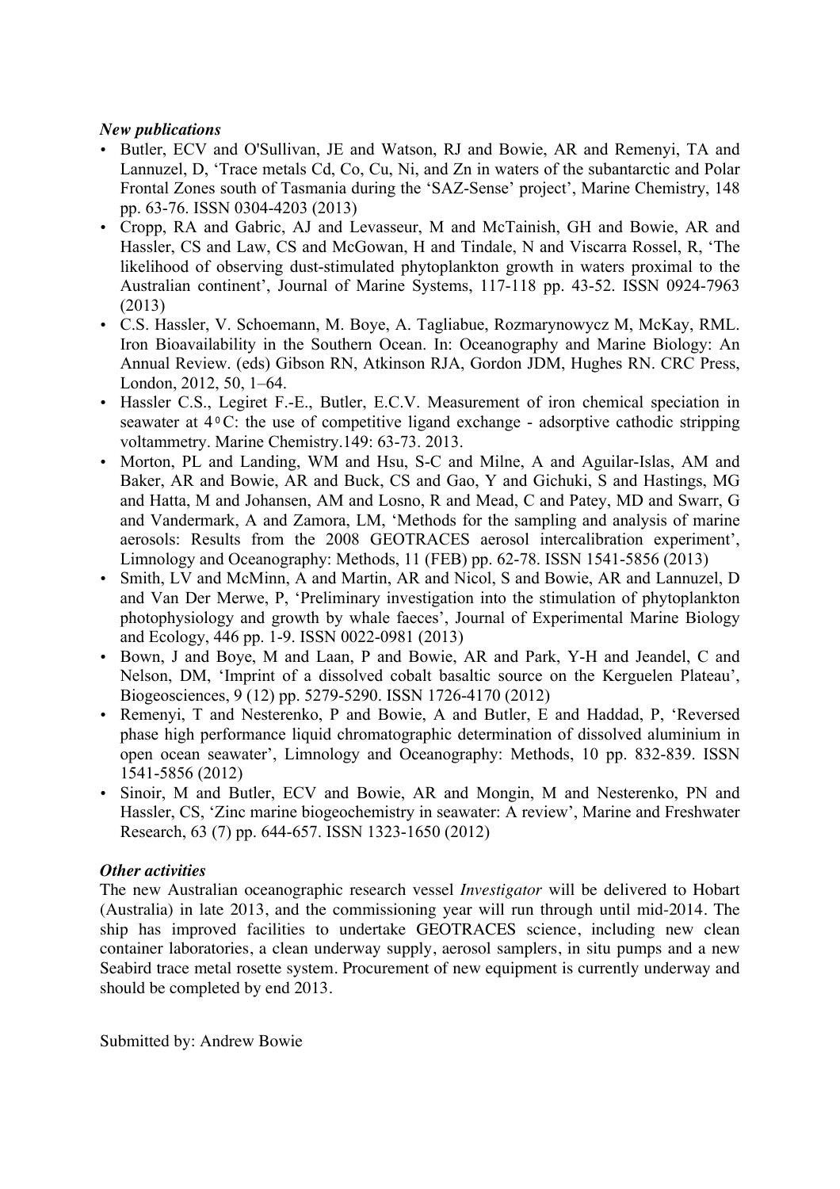***New publications***

- Butler, ECV and O'Sullivan, JE and Watson, RJ and Bowie, AR and Remenyi, TA and Lannuzel, D, 'Trace metals Cd, Co, Cu, Ni, and Zn in waters of the subantarctic and Polar Frontal Zones south of Tasmania during the 'SAZ-Sense' project', Marine Chemistry, 148 pp. 63-76. ISSN 0304-4203 (2013)
- Cropp, RA and Gabric, AJ and Levasseur, M and McTainish, GH and Bowie, AR and Hassler, CS and Law, CS and McGowan, H and Tindale, N and Viscarra Rossel, R, 'The likelihood of observing dust-stimulated phytoplankton growth in waters proximal to the Australian continent', Journal of Marine Systems, 117-118 pp. 43-52. ISSN 0924-7963 (2013)
- C.S. Hassler, V. Schoemann, M. Boye, A. Tagliabue, Rozmarynowycz M, McKay, RML. Iron Bioavailability in the Southern Ocean. In: Oceanography and Marine Biology: An Annual Review. (eds) Gibson RN, Atkinson RJA, Gordon JDM, Hughes RN. CRC Press, London, 2012, 50, 1–64.
- Hassler C.S., Legiret F.-E., Butler, E.C.V. Measurement of iron chemical speciation in seawater at 4 °C: the use of competitive ligand exchange - adsorptive cathodic stripping voltammetry. Marine Chemistry.149: 63-73. 2013.
- Morton, PL and Landing, WM and Hsu, S-C and Milne, A and Aguilar-Islas, AM and Baker, AR and Bowie, AR and Buck, CS and Gao, Y and Gichuki, S and Hastings, MG and Hatta, M and Johansen, AM and Losno, R and Mead, C and Patey, MD and Swarr, G and Vandermark, A and Zamora, LM, 'Methods for the sampling and analysis of marine aerosols: Results from the 2008 GEOTRACES aerosol intercalibration experiment', Limnology and Oceanography: Methods, 11 (FEB) pp. 62-78. ISSN 1541-5856 (2013)
- Smith, LV and McMinn, A and Martin, AR and Nicol, S and Bowie, AR and Lannuzel, D and Van Der Merwe, P, 'Preliminary investigation into the stimulation of phytoplankton photophysiology and growth by whale faeces', Journal of Experimental Marine Biology and Ecology, 446 pp. 1-9. ISSN 0022-0981 (2013)
- Bown, J and Boye, M and Laan, P and Bowie, AR and Park, Y-H and Jeandel, C and Nelson, DM, 'Imprint of a dissolved cobalt basaltic source on the Kerguelen Plateau', Biogeosciences, 9 (12) pp. 5279-5290. ISSN 1726-4170 (2012)
- Remenyi, T and Nesterenko, P and Bowie, A and Butler, E and Haddad, P, 'Reversed phase high performance liquid chromatographic determination of dissolved aluminium in open ocean seawater', Limnology and Oceanography: Methods, 10 pp. 832-839. ISSN 1541-5856 (2012)
- Sinoir, M and Butler, ECV and Bowie, AR and Mongin, M and Nesterenko, PN and Hassler, CS, 'Zinc marine biogeochemistry in seawater: A review', Marine and Freshwater Research, 63 (7) pp. 644-657. ISSN 1323-1650 (2012)

***Other activities***

The new Australian oceanographic research vessel *Investigator* will be delivered to Hobart (Australia) in late 2013, and the commissioning year will run through until mid-2014. The ship has improved facilities to undertake GEOTRACES science, including new clean container laboratories, a clean underway supply, aerosol samplers, in situ pumps and a new Seabird trace metal rosette system. Procurement of new equipment is currently underway and should be completed by end 2013.

Submitted by: Andrew Bowie